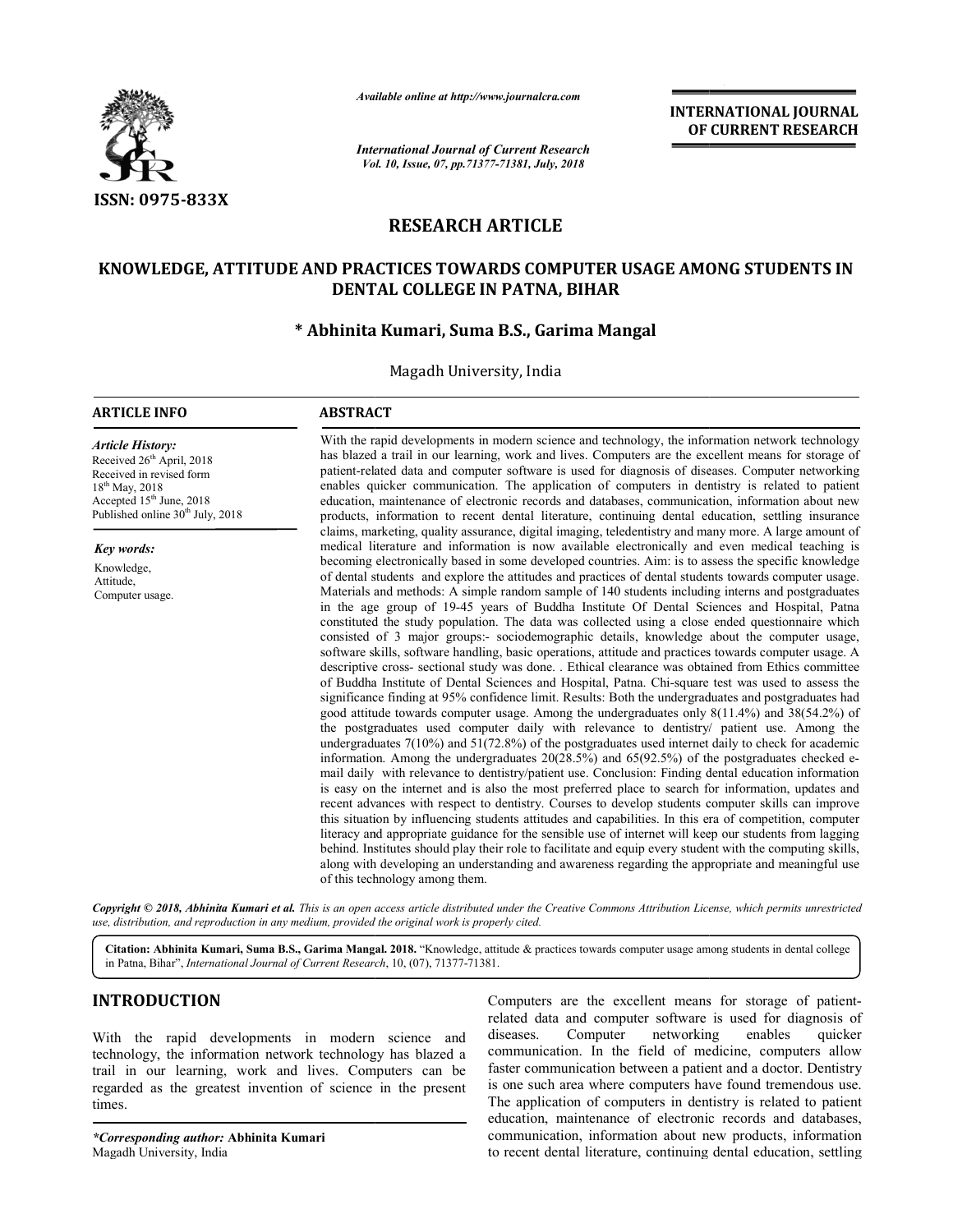**RESEARCH ARTICLE**

# KNOWLEDGE, ATTITUDE AND PRACTICES TOWARDS COMPUTER USAGE AMONG STUDENTS IN DENTAL COLLEGE IN PATNA, BIHAR

**\* Abhinita Kumari, Suma B.S., Garima Mangal**

Magadh University, India

**ARTICLE INFO**

*Article History:*
Received 26th April, 2018
Received in revised form 18th May, 2018
Accepted 15th June, 2018
Published online 30th July, 2018

*Key words:*
Knowledge,
Attitude,
Computer usage.

**ABSTRACT**

With the rapid developments in modern science and technology, the information network technology has blazed a trail in our learning, work and lives. Computers are the excellent means for storage of patient-related data and computer software is used for diagnosis of diseases. Computer networking enables quicker communication. The application of computers in dentistry is related to patient education, maintenance of electronic records and databases, communication, information about new products, information to recent dental literature, continuing dental education, settling insurance claims, marketing, quality assurance, digital imaging, teledentistry and many more. A large amount of medical literature and information is now available electronically and even medical teaching is becoming electronically based in some developed countries. Aim: is to assess the specific knowledge of dental students and explore the attitudes and practices of dental students towards computer usage. Materials and methods: A simple random sample of 140 students including interns and postgraduates in the age group of 19-45 years of Buddha Institute Of Dental Sciences and Hospital, Patna constituted the study population. The data was collected using a close ended questionnaire which consisted of 3 major groups:- sociodemographic details, knowledge about the computer usage, software skills, software handling, basic operations, attitude and practices towards computer usage. A descriptive cross- sectional study was done. . Ethical clearance was obtained from Ethics committee of Buddha Institute of Dental Sciences and Hospital, Patna. Chi-square test was used to assess the significance finding at 95% confidence limit. Results: Both the undergraduates and postgraduates had good attitude towards computer usage. Among the undergraduates only 8(11.4%) and 38(54.2%) of the postgraduates used computer daily with relevance to dentistry/ patient use. Among the undergraduates 7(10%) and 51(72.8%) of the postgraduates used internet daily to check for academic information. Among the undergraduates 20(28.5%) and 65(92.5%) of the postgraduates checked e-mail daily with relevance to dentistry/patient use. Conclusion: Finding dental education information is easy on the internet and is also the most preferred place to search for information, updates and recent advances with respect to dentistry. Courses to develop students computer skills can improve this situation by influencing students attitudes and capabilities. In this era of competition, computer literacy and appropriate guidance for the sensible use of internet will keep our students from lagging behind. Institutes should play their role to facilitate and equip every student with the computing skills, along with developing an understanding and awareness regarding the appropriate and meaningful use of this technology among them.

*Copyright © 2018, Abhinita Kumari et al. This is an open access article distributed under the Creative Commons Attribution License, which permits unrestricted use, distribution, and reproduction in any medium, provided the original work is properly cited.*

**Citation: Abhinita Kumari, Suma B.S., Garima Mangal. 2018.** "Knowledge, attitude & practices towards computer usage among students in dental college in Patna, Bihar", *International Journal of Current Research*, 10, (07), 71377-71381.

## INTRODUCTION

With the rapid developments in modern science and technology, the information network technology has blazed a trail in our learning, work and lives. Computers can be regarded as the greatest invention of science in the present times. Computers are the excellent means for storage of patient-related data and computer software is used for diagnosis of diseases. Computer networking enables quicker communication. In the field of medicine, computers allow faster communication between a patient and a doctor. Dentistry is one such area where computers have found tremendous use. The application of computers in dentistry is related to patient education, maintenance of electronic records and databases, communication, information about new products, information to recent dental literature, continuing dental education, settling

*\*Corresponding author:* **Abhinita Kumari**
Magadh University, India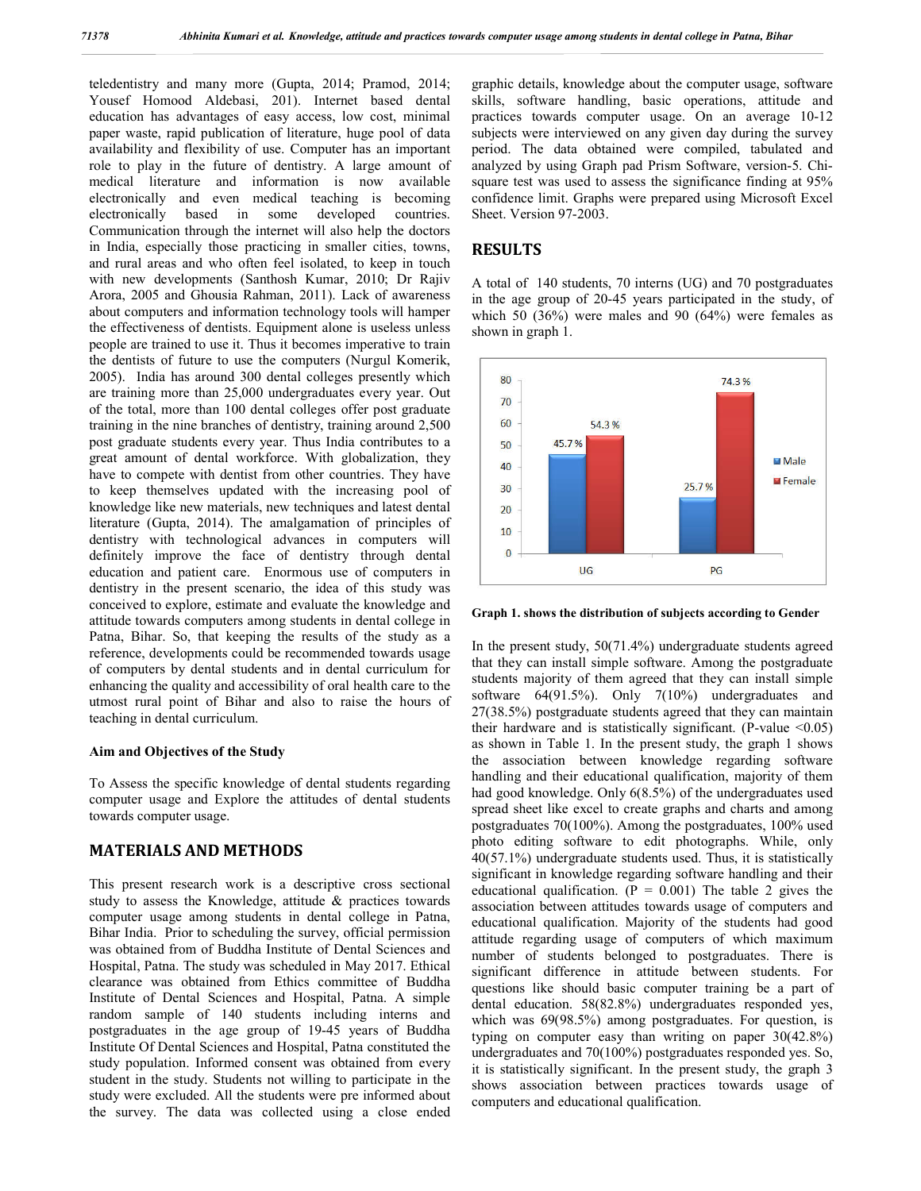teledentistry and many more (Gupta, 2014; Pramod, 2014; Yousef Homood Aldebasi, 201). Internet based dental education has advantages of easy access, low cost, minimal paper waste, rapid publication of literature, huge pool of data availability and flexibility of use. Computer has an important role to play in the future of dentistry. A large amount of medical literature and information is now available electronically and even medical teaching is becoming electronically based in some developed countries. Communication through the internet will also help the doctors in India, especially those practicing in smaller cities, towns, and rural areas and who often feel isolated, to keep in touch with new developments (Santhosh Kumar, 2010; Dr Rajiv Arora, 2005 and Ghousia Rahman, 2011). Lack of awareness about computers and information technology tools will hamper the effectiveness of dentists. Equipment alone is useless unless people are trained to use it. Thus it becomes imperative to train the dentists of future to use the computers (Nurgul Komerik, 2005). India has around 300 dental colleges presently which are training more than 25,000 undergraduates every year. Out of the total, more than 100 dental colleges offer post graduate training in the nine branches of dentistry, training around 2,500 post graduate students every year. Thus India contributes to a great amount of dental workforce. With globalization, they have to compete with dentist from other countries. They have to keep themselves updated with the increasing pool of knowledge like new materials, new techniques and latest dental literature (Gupta, 2014). The amalgamation of principles of dentistry with technological advances in computers will definitely improve the face of dentistry through dental education and patient care. Enormous use of computers in dentistry in the present scenario, the idea of this study was conceived to explore, estimate and evaluate the knowledge and attitude towards computers among students in dental college in Patna, Bihar. So, that keeping the results of the study as a reference, developments could be recommended towards usage of computers by dental students and in dental curriculum for enhancing the quality and accessibility of oral health care to the utmost rural point of Bihar and also to raise the hours of teaching in dental curriculum.

### Aim and Objectives of the Study

To Assess the specific knowledge of dental students regarding computer usage and Explore the attitudes of dental students towards computer usage.

## MATERIALS AND METHODS

This present research work is a descriptive cross sectional study to assess the Knowledge, attitude & practices towards computer usage among students in dental college in Patna, Bihar India. Prior to scheduling the survey, official permission was obtained from of Buddha Institute of Dental Sciences and Hospital, Patna. The study was scheduled in May 2017. Ethical clearance was obtained from Ethics committee of Buddha Institute of Dental Sciences and Hospital, Patna. A simple random sample of 140 students including interns and postgraduates in the age group of 19-45 years of Buddha Institute Of Dental Sciences and Hospital, Patna constituted the study population. Informed consent was obtained from every student in the study. Students not willing to participate in the study were excluded. All the students were pre informed about the survey. The data was collected using a close ended graphic details, knowledge about the computer usage, software skills, software handling, basic operations, attitude and practices towards computer usage. On an average 10-12 subjects were interviewed on any given day during the survey period. The data obtained were compiled, tabulated and analyzed by using Graph pad Prism Software, version-5. Chi-square test was used to assess the significance finding at 95% confidence limit. Graphs were prepared using Microsoft Excel Sheet. Version 97-2003.

## RESULTS

A total of 140 students, 70 interns (UG) and 70 postgraduates in the age group of 20-45 years participated in the study, of which 50 (36%) were males and 90 (64%) were females as shown in graph 1.

**Graph 1. shows the distribution of subjects according to Gender**

| | Male | Female |
|---|---|---|
| UG | 45.7 % | 54.3 % |
| PG | 25.7 % | 74.3 % |

In the present study, 50(71.4%) undergraduate students agreed that they can install simple software. Among the postgraduate students majority of them agreed that they can install simple software 64(91.5%). Only 7(10%) undergraduates and 27(38.5%) postgraduate students agreed that they can maintain their hardware and is statistically significant. (P-value <0.05) as shown in Table 1. In the present study, the graph 1 shows the association between knowledge regarding software handling and their educational qualification, majority of them had good knowledge. Only 6(8.5%) of the undergraduates used spread sheet like excel to create graphs and charts and among postgraduates 70(100%). Among the postgraduates, 100% used photo editing software to edit photographs. While, only 40(57.1%) undergraduate students used. Thus, it is statistically significant in knowledge regarding software handling and their educational qualification. (P = 0.001) The table 2 gives the association between attitudes towards usage of computers and educational qualification. Majority of the students had good attitude regarding usage of computers of which maximum number of students belonged to postgraduates. There is significant difference in attitude between students. For questions like should basic computer training be a part of dental education. 58(82.8%) undergraduates responded yes, which was 69(98.5%) among postgraduates. For question, is typing on computer easy than writing on paper 30(42.8%) undergraduates and 70(100%) postgraduates responded yes. So, it is statistically significant. In the present study, the graph 3 shows association between practices towards usage of computers and educational qualification.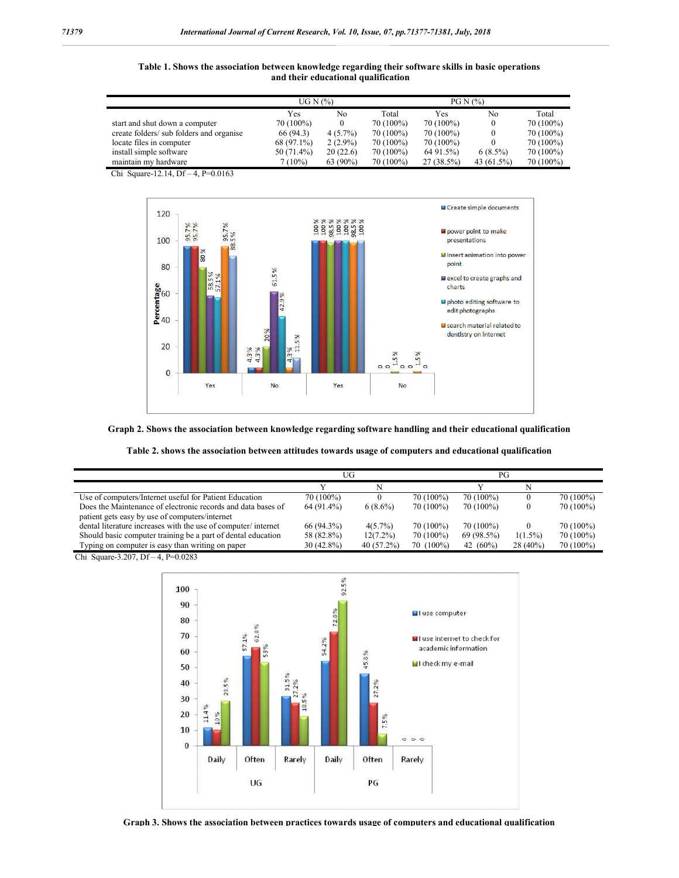**Table 1. Shows the association between knowledge regarding their software skills in basic operations and their educational qualification**

| | UG N (%) | | | PG N (%) | | |
|---|---|---|---|---|---|---|
| | Yes | No | Total | Yes | No | Total |
| start and shut down a computer | 70 (100%) | 0 | 70 (100%) | 70 (100%) | 0 | 70 (100%) |
| create folders/ sub folders and organise | 66 (94.3) | 4 (5.7%) | 70 (100%) | 70 (100%) | 0 | 70 (100%) |
| locate files in computer | 68 (97.1%) | 2 (2.9%) | 70 (100%) | 70 (100%) | 0 | 70 (100%) |
| install simple software | 50 (71.4%) | 20 (22.6) | 70 (100%) | 64 91.5%) | 6 (8.5%) | 70 (100%) |
| maintain my hardware | 7 (10%) | 63 (90%) | 70 (100%) | 27 (38.5%) | 43 (61.5%) | 70 (100%) |

Chi Square-12.14, Df – 4, P=0.0163

**Graph 2. Shows the association between knowledge regarding software handling and their educational qualification**

**Table 2. shows the association between attitudes towards usage of computers and educational qualification**

| | UG | | | PG | | |
|---|---|---|---|---|---|---|
| | Y | N | | Y | N | |
| Use of computers/Internet useful for Patient Education | 70 (100%) | 0 | 70 (100%) | 70 (100%) | 0 | 70 (100%) |
| Does the Maintenance of electronic records and data bases of patient gets easy by use of computers/internet | 64 (91.4%) | 6 (8.6%) | 70 (100%) | 70 (100%) | 0 | 70 (100%) |
| dental literature increases with the use of computer/ internet | 66 (94.3%) | 4(5.7%) | 70 (100%) | 70 (100%) | 0 | 70 (100%) |
| Should basic computer training be a part of dental education | 58 (82.8%) | 12(7.2%) | 70 (100%) | 69 (98.5%) | 1(1.5%) | 70 (100%) |
| Typing on computer is easy than writing on paper | 30 (42.8%) | 40 (57.2%) | 70 (100%) | 42 (60%) | 28 (40%) | 70 (100%) |

Chi Square-3.207, Df – 4, P=0.0283

**Graph 3. Shows the association between practices towards usage of computers and educational qualification**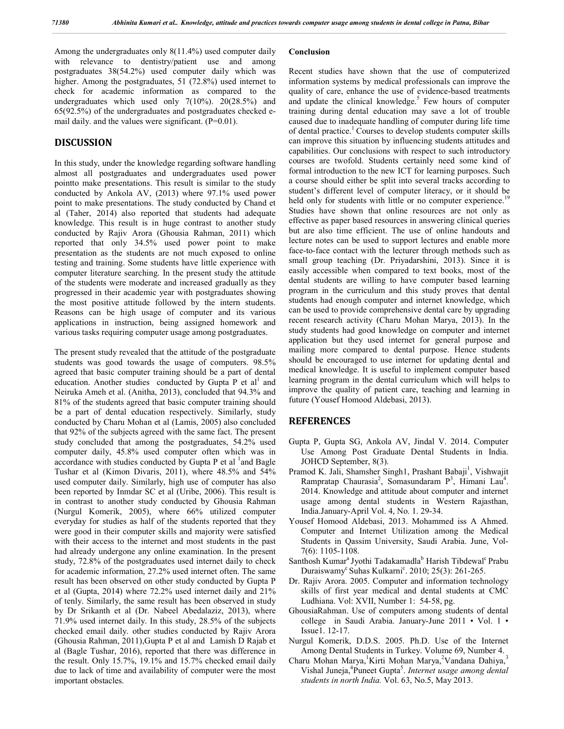Among the undergraduates only 8(11.4%) used computer daily with relevance to dentistry/patient use and among postgraduates 38(54.2%) used computer daily which was higher. Among the postgraduates, 51 (72.8%) used internet to check for academic information as compared to the undergraduates which used only 7(10%). 20(28.5%) and 65(92.5%) of the undergraduates and postgraduates checked e-mail daily. and the values were significant. (P=0.01).

## DISCUSSION

In this study, under the knowledge regarding software handling almost all postgraduates and undergraduates used power pointto make presentations. This result is similar to the study conducted by Ankola AV, (2013) where 97.1% used power point to make presentations. The study conducted by Chand et al (Taher, 2014) also reported that students had adequate knowledge. This result is in huge contrast to another study conducted by Rajiv Arora (Ghousia Rahman, 2011) which reported that only 34.5% used power point to make presentation as the students are not much exposed to online testing and training. Some students have little experience with computer literature searching. In the present study the attitude of the students were moderate and increased gradually as they progressed in their academic year with postgraduates showing the most positive attitude followed by the intern students. Reasons can be high usage of computer and its various applications in instruction, being assigned homework and various tasks requiring computer usage among postgraduates.

The present study revealed that the attitude of the postgraduate students was good towards the usage of computers. 98.5% agreed that basic computer training should be a part of dental education. Another studies conducted by Gupta P et al[1] and Neiruka Ameh et al. (Anitha, 2013), concluded that 94.3% and 81% of the students agreed that basic computer training should be a part of dental education respectively. Similarly, study conducted by Charu Mohan et al (Lamis, 2005) also concluded that 92% of the subjects agreed with the same fact. The present study concluded that among the postgraduates, 54.2% used computer daily, 45.8% used computer often which was in accordance with studies conducted by Gupta P et al [1]and Bagle Tushar et al (Kimon Divaris, 2011), where 48.5% and 54% used computer daily. Similarly, high use of computer has also been reported by Inmdar SC et al (Uribe, 2006). This result is in contrast to another study conducted by Ghousia Rahman (Nurgul Komerik, 2005), where 66% utilized computer everyday for studies as half of the students reported that they were good in their computer skills and majority were satisfied with their access to the internet and most students in the past had already undergone any online examination. In the present study, 72.8% of the postgraduates used internet daily to check for academic information, 27.2% used internet often. The same result has been observed on other study conducted by Gupta P et al (Gupta, 2014) where 72.2% used internet daily and 21% of tenly. Similarly, the same result has been observed in study by Dr Srikanth et al (Dr. Nabeel Abedalaziz, 2013), where 71.9% used internet daily. In this study, 28.5% of the subjects checked email daily. other studies conducted by Rajiv Arora (Ghousia Rahman, 2011),Gupta P et al and Lamish D Rajab et al (Bagle Tushar, 2016), reported that there was difference in the result. Only 15.7%, 19.1% and 15.7% checked email daily due to lack of time and availability of computer were the most important obstacles.

### Conclusion

Recent studies have shown that the use of computerized information systems by medical professionals can improve the quality of care, enhance the use of evidence-based treatments and update the clinical knowledge.[5] Few hours of computer training during dental education may save a lot of trouble caused due to inadequate handling of computer during life time of dental practice.[1] Courses to develop students computer skills can improve this situation by influencing students attitudes and capabilities. Our conclusions with respect to such introductory courses are twofold. Students certainly need some kind of formal introduction to the new ICT for learning purposes. Such a course should either be split into several tracks according to student's different level of computer literacy, or it should be held only for students with little or no computer experience.[19] Studies have shown that online resources are not only as effective as paper based resources in answering clinical queries but are also time efficient. The use of online handouts and lecture notes can be used to support lectures and enable more face-to-face contact with the lecturer through methods such as small group teaching (Dr. Priyadarshini, 2013). Since it is easily accessible when compared to text books, most of the dental students are willing to have computer based learning program in the curriculum and this study proves that dental students had enough computer and internet knowledge, which can be used to provide comprehensive dental care by upgrading recent research activity (Charu Mohan Marya, 2013). In the study students had good knowledge on computer and internet application but they used internet for general purpose and mailing more compared to dental purpose. Hence students should be encouraged to use internet for updating dental and medical knowledge. It is useful to implement computer based learning program in the dental curriculum which will helps to improve the quality of patient care, teaching and learning in future (Yousef Homood Aldebasi, 2013).

## REFERENCES

- Gupta P, Gupta SG, Ankola AV, Jindal V. 2014. Computer Use Among Post Graduate Dental Students in India. JOHCD September, 8(3).
- Pramod K. Jali, Shamsher Singh1, Prashant Babaji[1], Vishwajit Rampratap Chaurasia[2], Somasundaram P[3], Himani Lau[4]. 2014. Knowledge and attitude about computer and internet usage among dental students in Western Rajasthan, India.January-April Vol. 4, No. 1. 29-34.
- Yousef Homood Aldebasi, 2013. Mohammed iss A Ahmed. Computer and Internet Utilization among the Medical Students in Qassim University, Saudi Arabia. June, Vol-7(6): 1105-1108.
- Santhosh Kumar[a] Jyothi Tadakamadla[b] Harish Tibdewal[c] Prabu Duraiswamy[c] Suhas Kulkarni[c]. 2010; 25(3): 261-265.
- Dr. Rajiv Arora. 2005. Computer and information technology skills of first year medical and dental students at CMC Ludhiana. Vol: XVII, Number 1: 54-58, pg.
- GhousiaRahman. Use of computers among students of dental college in Saudi Arabia. January-June 2011 • Vol. 1 • Issue1. 12-17.
- Nurgul Komerik, D.D.S. 2005. Ph.D. Use of the Internet Among Dental Students in Turkey. Volume 69, Number 4.
- Charu Mohan Marya,[1]Kirti Mohan Marya,[2]Vandana Dahiya,[3] Vishal Juneja,[4]Puneet Gupta[5]. *Internet usage among dental students in north India.* Vol. 63, No.5, May 2013.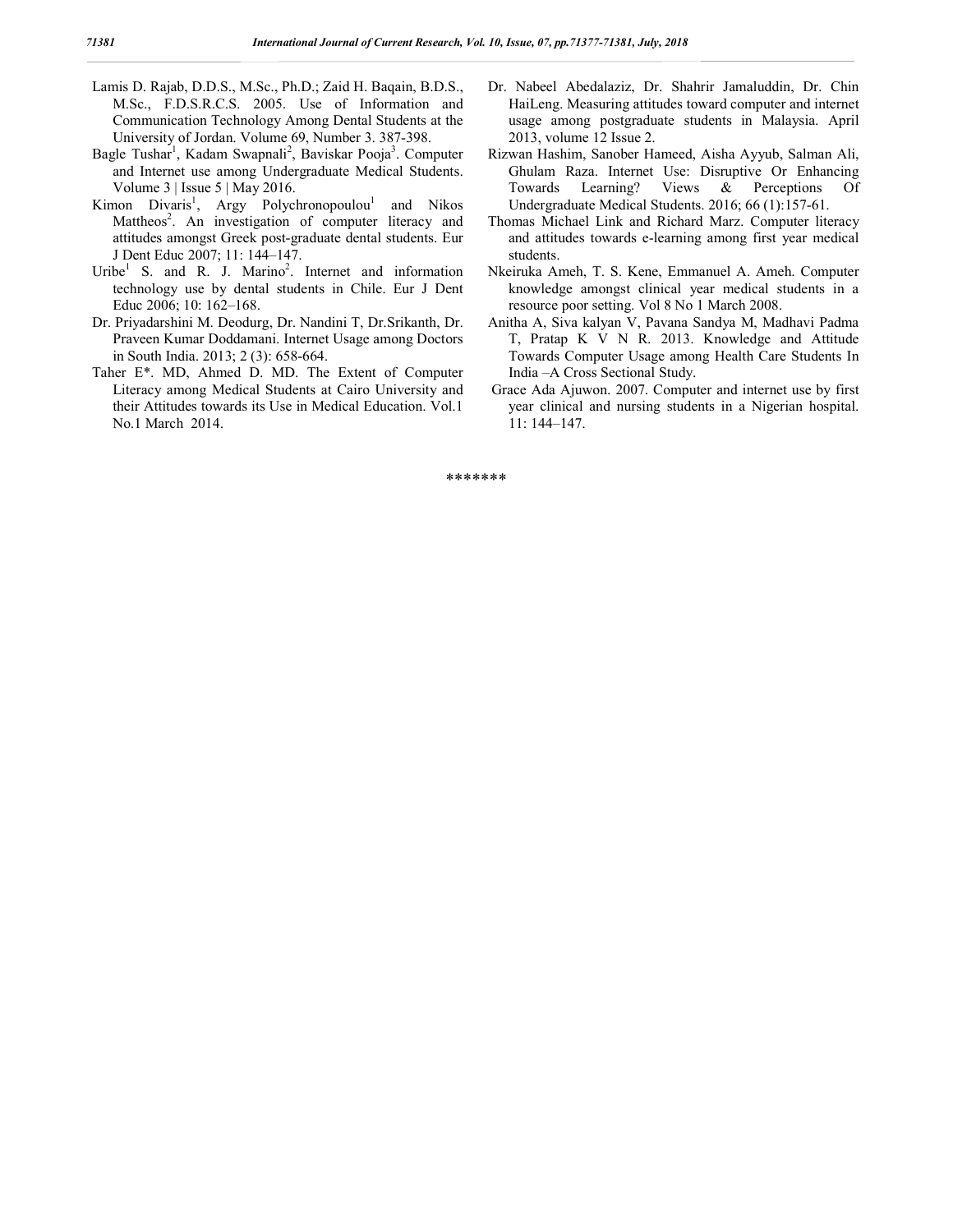Lamis D. Rajab, D.D.S., M.Sc., Ph.D.; Zaid H. Baqain, B.D.S., M.Sc., F.D.S.R.C.S. 2005. Use of Information and Communication Technology Among Dental Students at the University of Jordan. Volume 69, Number 3. 387-398.

Bagle Tushar[1], Kadam Swapnali[2], Baviskar Pooja[3]. Computer and Internet use among Undergraduate Medical Students. Volume 3 | Issue 5 | May 2016.

Kimon Divaris[1], Argy Polychronopoulou[1] and Nikos Mattheos[2]. An investigation of computer literacy and attitudes amongst Greek post-graduate dental students. Eur J Dent Educ 2007; 11: 144–147.

Uribe[1] S. and R. J. Marino[2]. Internet and information technology use by dental students in Chile. Eur J Dent Educ 2006; 10: 162–168.

Dr. Priyadarshini M. Deodurg, Dr. Nandini T, Dr.Srikanth, Dr. Praveen Kumar Doddamani. Internet Usage among Doctors in South India. 2013; 2 (3): 658-664.

Taher E*. MD, Ahmed D. MD. The Extent of Computer Literacy among Medical Students at Cairo University and their Attitudes towards its Use in Medical Education. Vol.1 No.1 March 2014.

Dr. Nabeel Abedalaziz, Dr. Shahrir Jamaluddin, Dr. Chin HaiLeng. Measuring attitudes toward computer and internet usage among postgraduate students in Malaysia. April 2013, volume 12 Issue 2.

Rizwan Hashim, Sanober Hameed, Aisha Ayyub, Salman Ali, Ghulam Raza. Internet Use: Disruptive Or Enhancing Towards Learning? Views & Perceptions Of Undergraduate Medical Students. 2016; 66 (1):157-61.

Thomas Michael Link and Richard Marz. Computer literacy and attitudes towards e-learning among first year medical students.

Nkeiruka Ameh, T. S. Kene, Emmanuel A. Ameh. Computer knowledge amongst clinical year medical students in a resource poor setting. Vol 8 No 1 March 2008.

Anitha A, Siva kalyan V, Pavana Sandya M, Madhavi Padma T, Pratap K V N R. 2013. Knowledge and Attitude Towards Computer Usage among Health Care Students In India –A Cross Sectional Study.

Grace Ada Ajuwon. 2007. Computer and internet use by first year clinical and nursing students in a Nigerian hospital. 11: 144–147.

\*\*\*\*\*\*\*